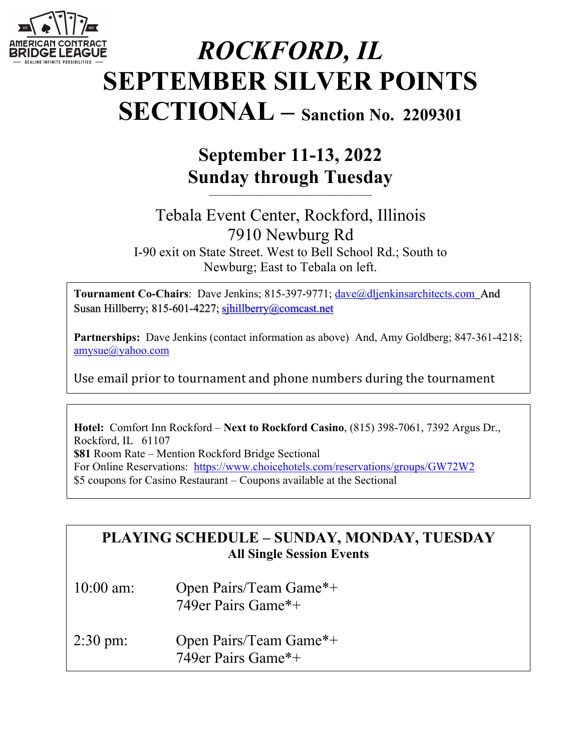# *ROCKFORD, IL*
# SEPTEMBER SILVER POINTS SECTIONAL – Sanction No. 2209301

## September 11-13, 2022
## Sunday through Tuesday

Tebala Event Center, Rockford, Illinois
7910 Newburg Rd
I-90 exit on State Street. West to Bell School Rd.; South to Newburg; East to Tebala on left.

**Tournament Co-Chairs**: Dave Jenkins; 815-397-9771; dave@dljenkinsarchitects.com And Susan Hillberry; 815-601-4227; sjhillberry@comcast.net

**Partnerships:** Dave Jenkins (contact information as above) And, Amy Goldberg; 847-361-4218; amysue@yahoo.com

Use email prior to tournament and phone numbers during the tournament

**Hotel:** Comfort Inn Rockford – **Next to Rockford Casino**, (815) 398-7061, 7392 Argus Dr., Rockford, IL 61107
**$81** Room Rate – Mention Rockford Bridge Sectional
For Online Reservations: https://www.choicehotels.com/reservations/groups/GW72W2
$5 coupons for Casino Restaurant – Coupons available at the Sectional

## PLAYING SCHEDULE – SUNDAY, MONDAY, TUESDAY
**All Single Session Events**

| | |
|---|---|
| 10:00 am: | Open Pairs/Team Game*+<br>749er Pairs Game*+ |
| 2:30 pm: | Open Pairs/Team Game*+<br>749er Pairs Game*+ |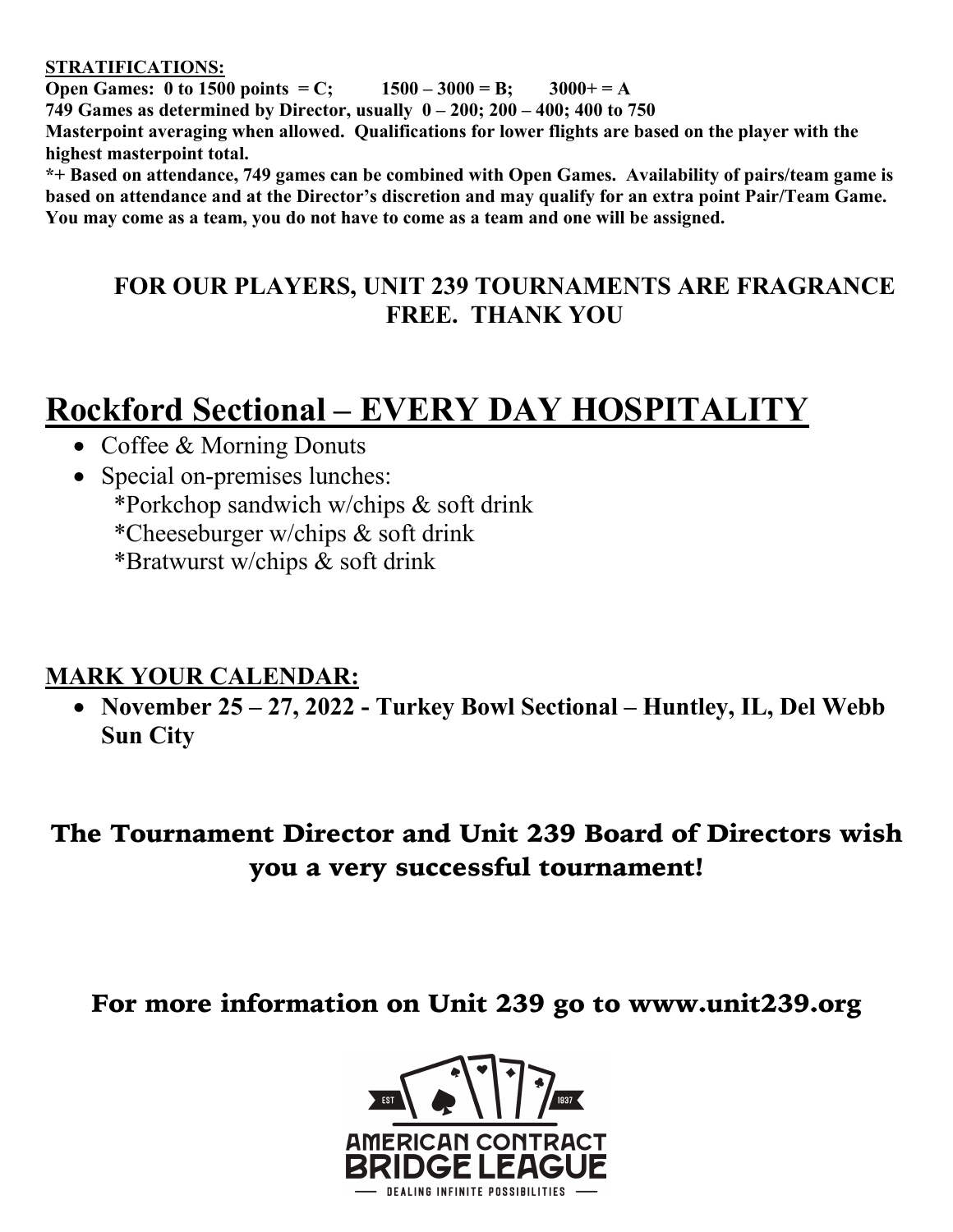**STRATIFICATIONS:**

**Open Games: 0 to 1500 points = C; 1500 – 3000 = B; 3000+ = A**

**749 Games as determined by Director, usually 0 – 200; 200 – 400; 400 to 750**

**Masterpoint averaging when allowed. Qualifications for lower flights are based on the player with the highest masterpoint total.**

**\*+ Based on attendance, 749 games can be combined with Open Games. Availability of pairs/team game is based on attendance and at the Director's discretion and may qualify for an extra point Pair/Team Game. You may come as a team, you do not have to come as a team and one will be assigned.**

**FOR OUR PLAYERS, UNIT 239 TOURNAMENTS ARE FRAGRANCE FREE. THANK YOU**

# Rockford Sectional – EVERY DAY HOSPITALITY

- Coffee & Morning Donuts
- Special on-premises lunches:
  - *Porkchop sandwich w/chips & soft drink
  - *Cheeseburger w/chips & soft drink
  - *Bratwurst w/chips & soft drink

## MARK YOUR CALENDAR:

- **November 25 – 27, 2022 - Turkey Bowl Sectional – Huntley, IL, Del Webb Sun City**

**The Tournament Director and Unit 239 Board of Directors wish you a very successful tournament!**

**For more information on Unit 239 go to www.unit239.org**

EST 1937

AMERICAN CONTRACT BRIDGE LEAGUE

DEALING INFINITE POSSIBILITIES